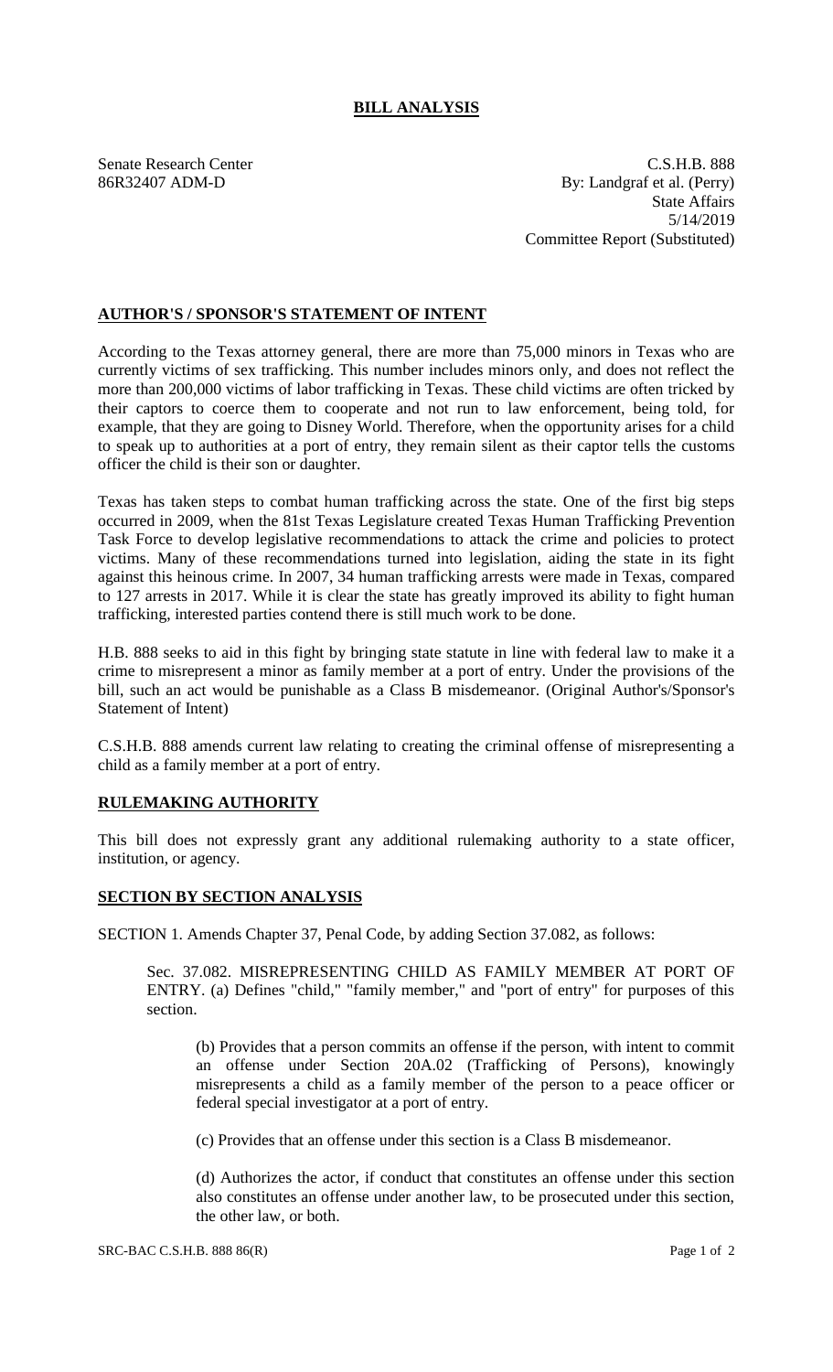# BILL ANALYSIS

Senate Research Center
86R32407 ADM-D

C.S.H.B. 888
By: Landgraf et al. (Perry)
State Affairs
5/14/2019
Committee Report (Substituted)

## AUTHOR'S / SPONSOR'S STATEMENT OF INTENT

According to the Texas attorney general, there are more than 75,000 minors in Texas who are currently victims of sex trafficking. This number includes minors only, and does not reflect the more than 200,000 victims of labor trafficking in Texas. These child victims are often tricked by their captors to coerce them to cooperate and not run to law enforcement, being told, for example, that they are going to Disney World. Therefore, when the opportunity arises for a child to speak up to authorities at a port of entry, they remain silent as their captor tells the customs officer the child is their son or daughter.

Texas has taken steps to combat human trafficking across the state. One of the first big steps occurred in 2009, when the 81st Texas Legislature created Texas Human Trafficking Prevention Task Force to develop legislative recommendations to attack the crime and policies to protect victims. Many of these recommendations turned into legislation, aiding the state in its fight against this heinous crime. In 2007, 34 human trafficking arrests were made in Texas, compared to 127 arrests in 2017. While it is clear the state has greatly improved its ability to fight human trafficking, interested parties contend there is still much work to be done.

H.B. 888 seeks to aid in this fight by bringing state statute in line with federal law to make it a crime to misrepresent a minor as family member at a port of entry. Under the provisions of the bill, such an act would be punishable as a Class B misdemeanor. (Original Author's/Sponsor's Statement of Intent)

C.S.H.B. 888 amends current law relating to creating the criminal offense of misrepresenting a child as a family member at a port of entry.

## RULEMAKING AUTHORITY

This bill does not expressly grant any additional rulemaking authority to a state officer, institution, or agency.

## SECTION BY SECTION ANALYSIS

SECTION 1. Amends Chapter 37, Penal Code, by adding Section 37.082, as follows:

Sec. 37.082. MISREPRESENTING CHILD AS FAMILY MEMBER AT PORT OF ENTRY. (a) Defines "child," "family member," and "port of entry" for purposes of this section.

(b) Provides that a person commits an offense if the person, with intent to commit an offense under Section 20A.02 (Trafficking of Persons), knowingly misrepresents a child as a family member of the person to a peace officer or federal special investigator at a port of entry.

(c) Provides that an offense under this section is a Class B misdemeanor.

(d) Authorizes the actor, if conduct that constitutes an offense under this section also constitutes an offense under another law, to be prosecuted under this section, the other law, or both.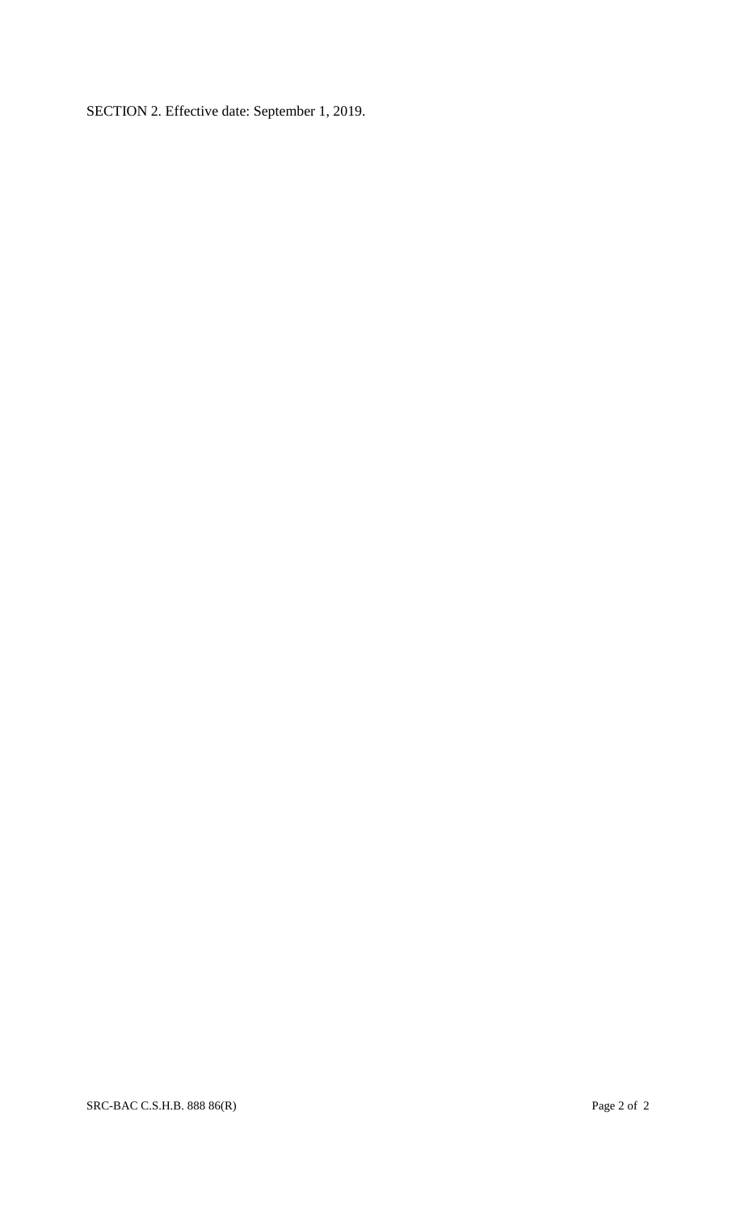SECTION 2. Effective date: September 1, 2019.